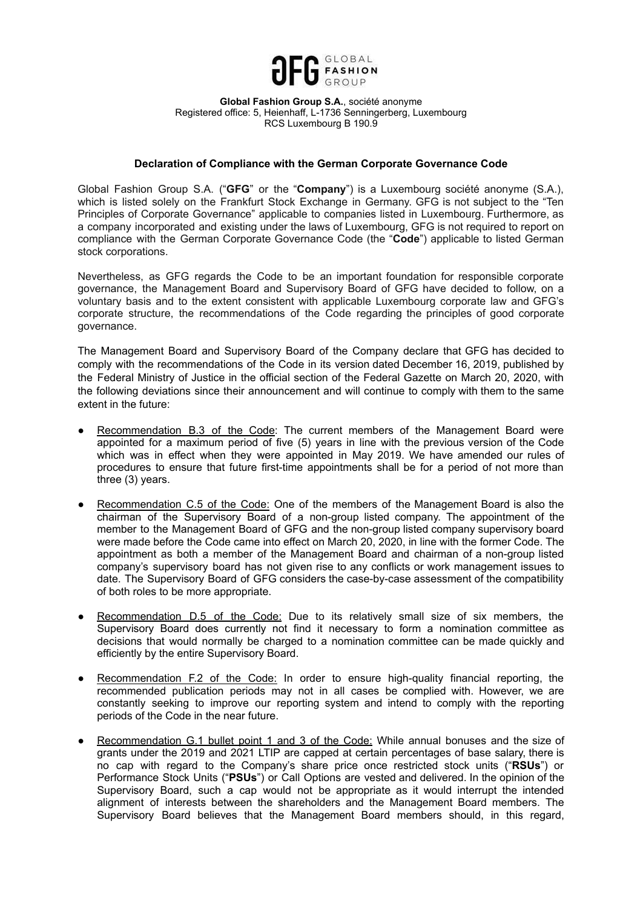**Global Fashion Group S.A.**, société anonyme
Registered office: 5, Heienhaff, L-1736 Senningerberg, Luxembourg
RCS Luxembourg B 190.9

**Declaration of Compliance with the German Corporate Governance Code**

Global Fashion Group S.A. ("**GFG**" or the "**Company**") is a Luxembourg société anonyme (S.A.), which is listed solely on the Frankfurt Stock Exchange in Germany. GFG is not subject to the "Ten Principles of Corporate Governance" applicable to companies listed in Luxembourg. Furthermore, as a company incorporated and existing under the laws of Luxembourg, GFG is not required to report on compliance with the German Corporate Governance Code (the "**Code**") applicable to listed German stock corporations.

Nevertheless, as GFG regards the Code to be an important foundation for responsible corporate governance, the Management Board and Supervisory Board of GFG have decided to follow, on a voluntary basis and to the extent consistent with applicable Luxembourg corporate law and GFG's corporate structure, the recommendations of the Code regarding the principles of good corporate governance.

The Management Board and Supervisory Board of the Company declare that GFG has decided to comply with the recommendations of the Code in its version dated December 16, 2019, published by the Federal Ministry of Justice in the official section of the Federal Gazette on March 20, 2020, with the following deviations since their announcement and will continue to comply with them to the same extent in the future:

- Recommendation B.3 of the Code: The current members of the Management Board were appointed for a maximum period of five (5) years in line with the previous version of the Code which was in effect when they were appointed in May 2019. We have amended our rules of procedures to ensure that future first-time appointments shall be for a period of not more than three (3) years.
- Recommendation C.5 of the Code: One of the members of the Management Board is also the chairman of the Supervisory Board of a non-group listed company. The appointment of the member to the Management Board of GFG and the non-group listed company supervisory board were made before the Code came into effect on March 20, 2020, in line with the former Code. The appointment as both a member of the Management Board and chairman of a non-group listed company's supervisory board has not given rise to any conflicts or work management issues to date. The Supervisory Board of GFG considers the case-by-case assessment of the compatibility of both roles to be more appropriate.
- Recommendation D.5 of the Code: Due to its relatively small size of six members, the Supervisory Board does currently not find it necessary to form a nomination committee as decisions that would normally be charged to a nomination committee can be made quickly and efficiently by the entire Supervisory Board.
- Recommendation F.2 of the Code: In order to ensure high-quality financial reporting, the recommended publication periods may not in all cases be complied with. However, we are constantly seeking to improve our reporting system and intend to comply with the reporting periods of the Code in the near future.
- Recommendation G.1 bullet point 1 and 3 of the Code: While annual bonuses and the size of grants under the 2019 and 2021 LTIP are capped at certain percentages of base salary, there is no cap with regard to the Company's share price once restricted stock units ("**RSUs**") or Performance Stock Units ("**PSUs**") or Call Options are vested and delivered. In the opinion of the Supervisory Board, such a cap would not be appropriate as it would interrupt the intended alignment of interests between the shareholders and the Management Board members. The Supervisory Board believes that the Management Board members should, in this regard,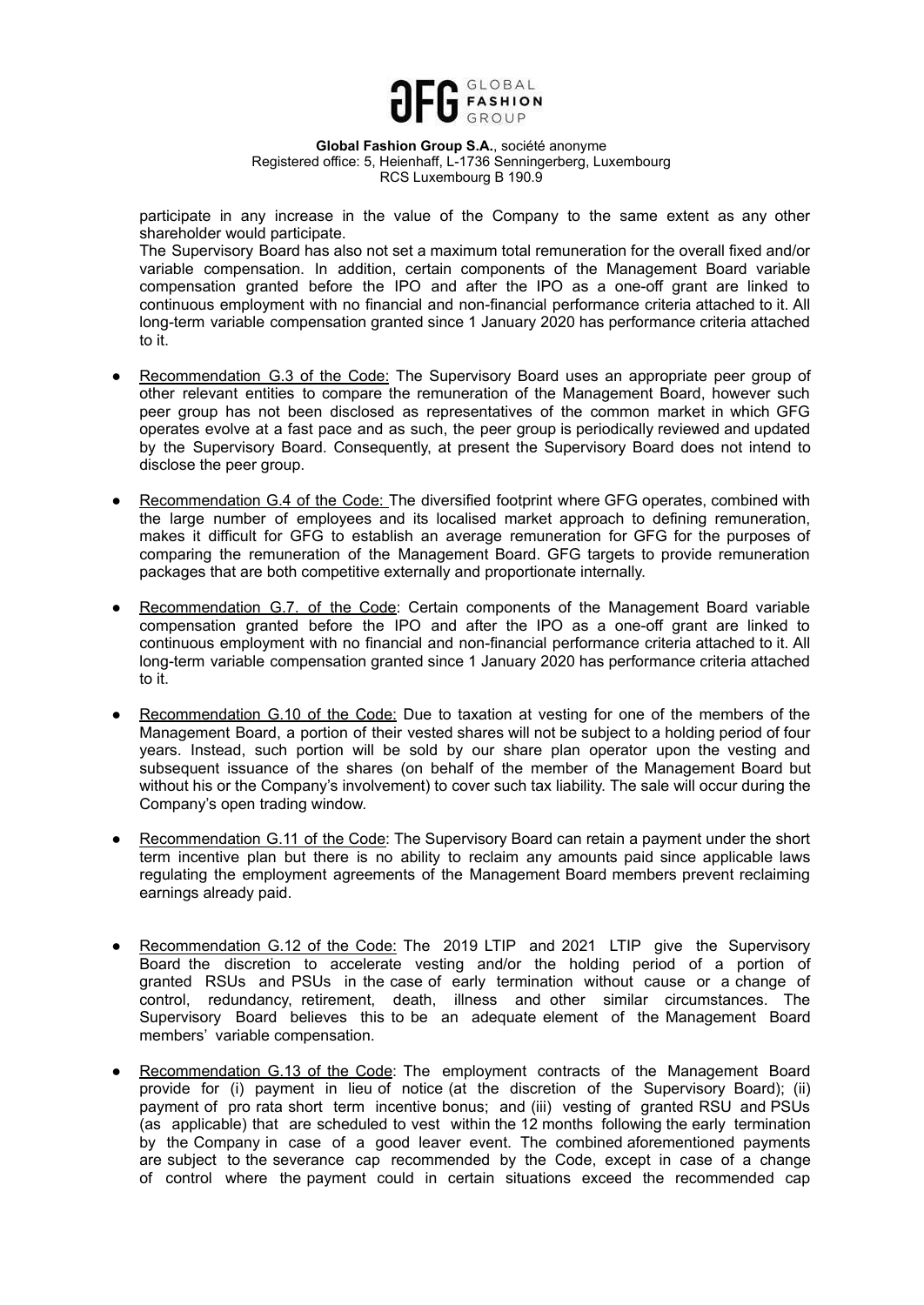participate in any increase in the value of the Company to the same extent as any other shareholder would participate.

The Supervisory Board has also not set a maximum total remuneration for the overall fixed and/or variable compensation. In addition, certain components of the Management Board variable compensation granted before the IPO and after the IPO as a one-off grant are linked to continuous employment with no financial and non-financial performance criteria attached to it. All long-term variable compensation granted since 1 January 2020 has performance criteria attached to it.

- Recommendation G.3 of the Code: The Supervisory Board uses an appropriate peer group of other relevant entities to compare the remuneration of the Management Board, however such peer group has not been disclosed as representatives of the common market in which GFG operates evolve at a fast pace and as such, the peer group is periodically reviewed and updated by the Supervisory Board. Consequently, at present the Supervisory Board does not intend to disclose the peer group.

- Recommendation G.4 of the Code: The diversified footprint where GFG operates, combined with the large number of employees and its localised market approach to defining remuneration, makes it difficult for GFG to establish an average remuneration for GFG for the purposes of comparing the remuneration of the Management Board. GFG targets to provide remuneration packages that are both competitive externally and proportionate internally.

- Recommendation G.7. of the Code: Certain components of the Management Board variable compensation granted before the IPO and after the IPO as a one-off grant are linked to continuous employment with no financial and non-financial performance criteria attached to it. All long-term variable compensation granted since 1 January 2020 has performance criteria attached to it.

- Recommendation G.10 of the Code: Due to taxation at vesting for one of the members of the Management Board, a portion of their vested shares will not be subject to a holding period of four years. Instead, such portion will be sold by our share plan operator upon the vesting and subsequent issuance of the shares (on behalf of the member of the Management Board but without his or the Company's involvement) to cover such tax liability. The sale will occur during the Company's open trading window.

- Recommendation G.11 of the Code: The Supervisory Board can retain a payment under the short term incentive plan but there is no ability to reclaim any amounts paid since applicable laws regulating the employment agreements of the Management Board members prevent reclaiming earnings already paid.

- Recommendation G.12 of the Code: The 2019 LTIP and 2021 LTIP give the Supervisory Board the discretion to accelerate vesting and/or the holding period of a portion of granted RSUs and PSUs in the case of early termination without cause or a change of control, redundancy, retirement, death, illness and other similar circumstances. The Supervisory Board believes this to be an adequate element of the Management Board members' variable compensation.

- Recommendation G.13 of the Code: The employment contracts of the Management Board provide for (i) payment in lieu of notice (at the discretion of the Supervisory Board); (ii) payment of pro rata short term incentive bonus; and (iii) vesting of granted RSU and PSUs (as applicable) that are scheduled to vest within the 12 months following the early termination by the Company in case of a good leaver event. The combined aforementioned payments are subject to the severance cap recommended by the Code, except in case of a change of control where the payment could in certain situations exceed the recommended cap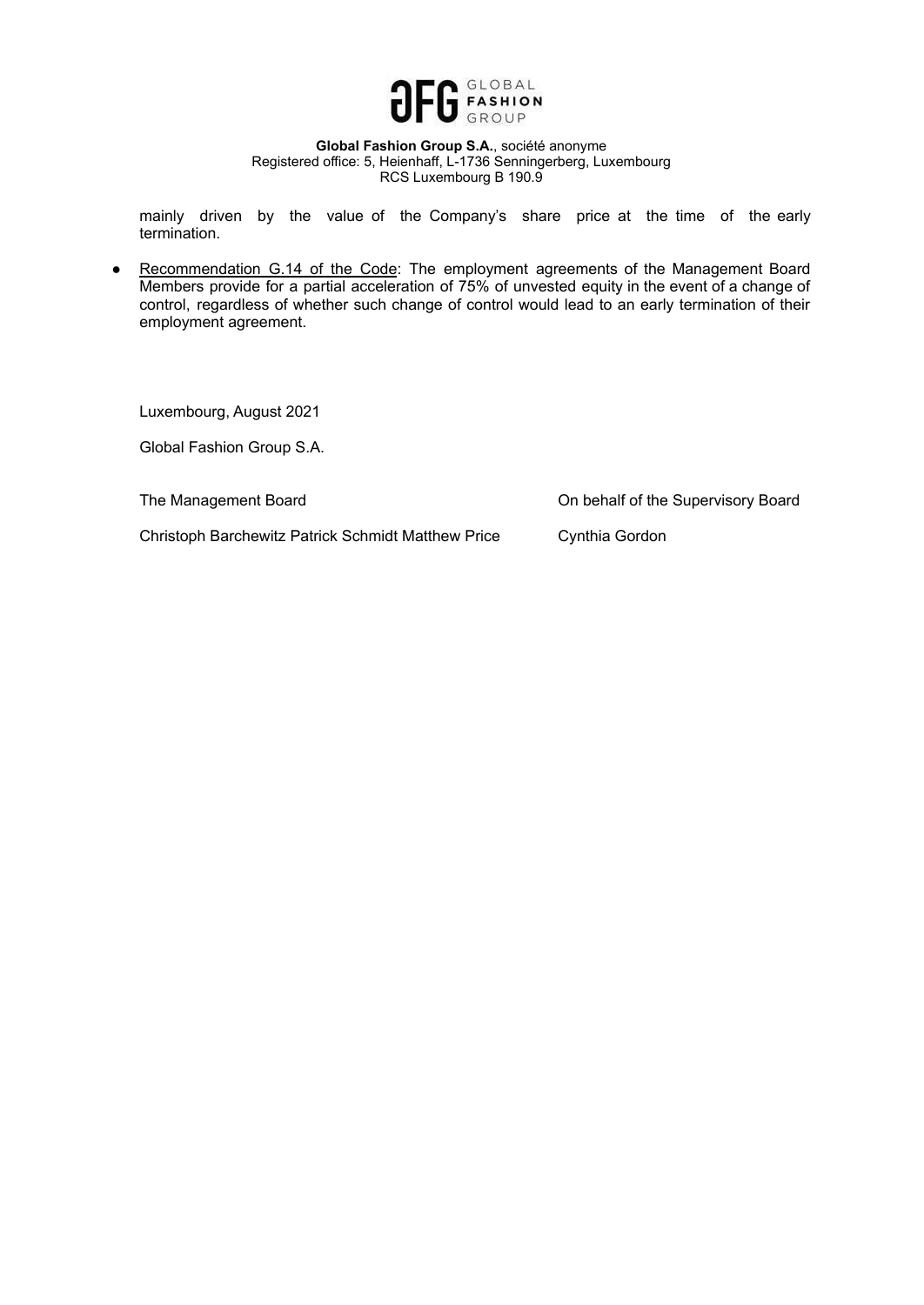mainly driven by the value of the Company's share price at the time of the early termination.

- Recommendation G.14 of the Code: The employment agreements of the Management Board Members provide for a partial acceleration of 75% of unvested equity in the event of a change of control, regardless of whether such change of control would lead to an early termination of their employment agreement.

Luxembourg, August 2021

Global Fashion Group S.A.

| | |
|---|---|
| The Management Board | On behalf of the Supervisory Board |
| Christoph Barchewitz Patrick Schmidt Matthew Price | Cynthia Gordon |